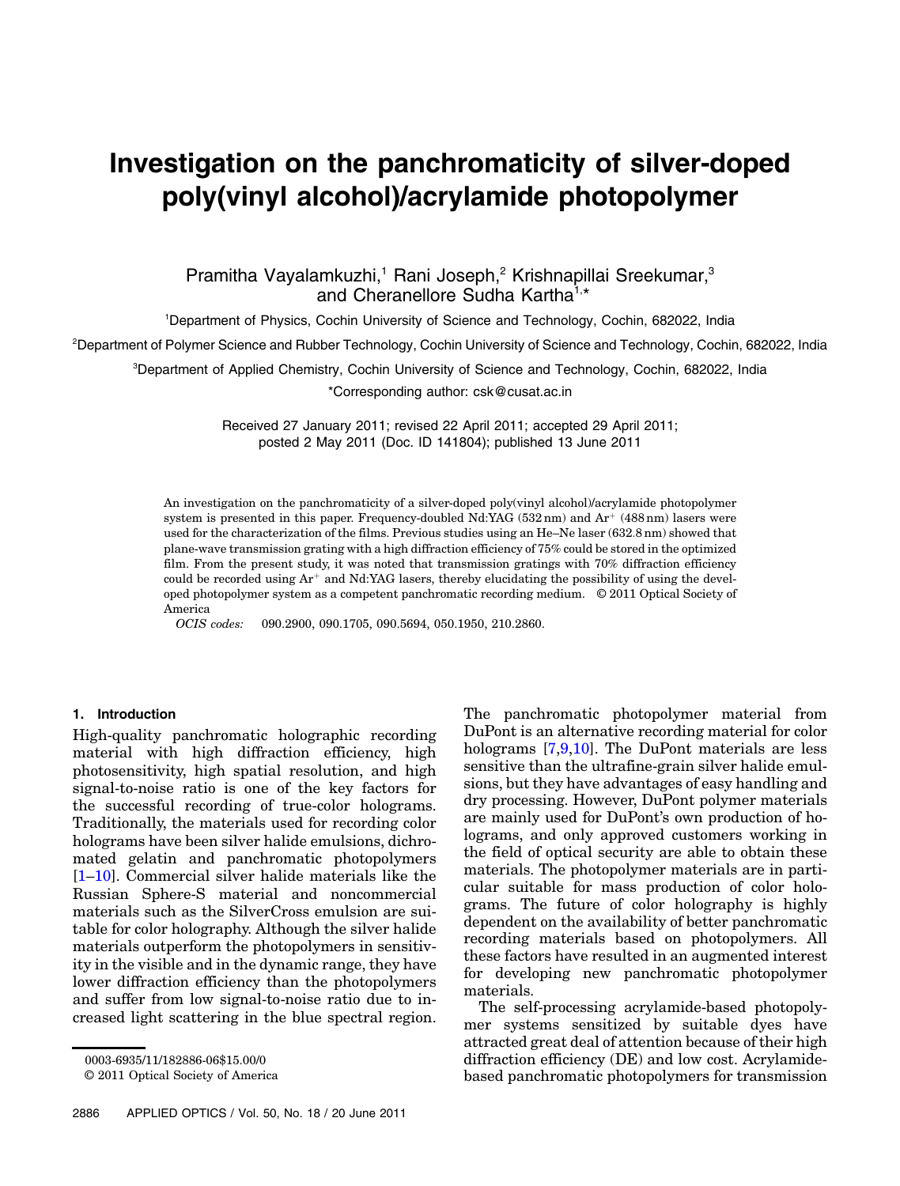# Investigation on the panchromaticity of silver-doped poly(vinyl alcohol)/acrylamide photopolymer

Pramitha Vayalamkuzhi,[1] Rani Joseph,[2] Krishnapillai Sreekumar,[3] and Cheranellore Sudha Kartha[1,*]

[1]Department of Physics, Cochin University of Science and Technology, Cochin, 682022, India

[2]Department of Polymer Science and Rubber Technology, Cochin University of Science and Technology, Cochin, 682022, India

[3]Department of Applied Chemistry, Cochin University of Science and Technology, Cochin, 682022, India

*Corresponding author: csk@cusat.ac.in

Received 27 January 2011; revised 22 April 2011; accepted 29 April 2011; posted 2 May 2011 (Doc. ID 141804); published 13 June 2011

An investigation on the panchromaticity of a silver-doped poly(vinyl alcohol)/acrylamide photopolymer system is presented in this paper. Frequency-doubled Nd:YAG (532 nm) and $Ar^+$ (488 nm) lasers were used for the characterization of the films. Previous studies using an He–Ne laser (632.8 nm) showed that plane-wave transmission grating with a high diffraction efficiency of 75% could be stored in the optimized film. From the present study, it was noted that transmission gratings with 70% diffraction efficiency could be recorded using $Ar^+$ and Nd:YAG lasers, thereby elucidating the possibility of using the developed photopolymer system as a competent panchromatic recording medium. © 2011 Optical Society of America

*OCIS codes:* 090.2900, 090.1705, 090.5694, 050.1950, 210.2860.

## 1. Introduction

High-quality panchromatic holographic recording material with high diffraction efficiency, high photosensitivity, high spatial resolution, and high signal-to-noise ratio is one of the key factors for the successful recording of true-color holograms. Traditionally, the materials used for recording color holograms have been silver halide emulsions, dichromated gelatin and panchromatic photopolymers [1–10]. Commercial silver halide materials like the Russian Sphere-S material and noncommercial materials such as the SilverCross emulsion are suitable for color holography. Although the silver halide materials outperform the photopolymers in sensitivity in the visible and in the dynamic range, they have lower diffraction efficiency than the photopolymers and suffer from low signal-to-noise ratio due to increased light scattering in the blue spectral region. The panchromatic photopolymer material from DuPont is an alternative recording material for color holograms [7,9,10]. The DuPont materials are less sensitive than the ultrafine-grain silver halide emulsions, but they have advantages of easy handling and dry processing. However, DuPont polymer materials are mainly used for DuPont's own production of holograms, and only approved customers working in the field of optical security are able to obtain these materials. The photopolymer materials are in particular suitable for mass production of color holograms. The future of color holography is highly dependent on the availability of better panchromatic recording materials based on photopolymers. All these factors have resulted in an augmented interest for developing new panchromatic photopolymer materials.

The self-processing acrylamide-based photopolymer systems sensitized by suitable dyes have attracted great deal of attention because of their high diffraction efficiency (DE) and low cost. Acrylamide-based panchromatic photopolymers for transmission

0003-6935/11/182886-06$15.00/0
© 2011 Optical Society of America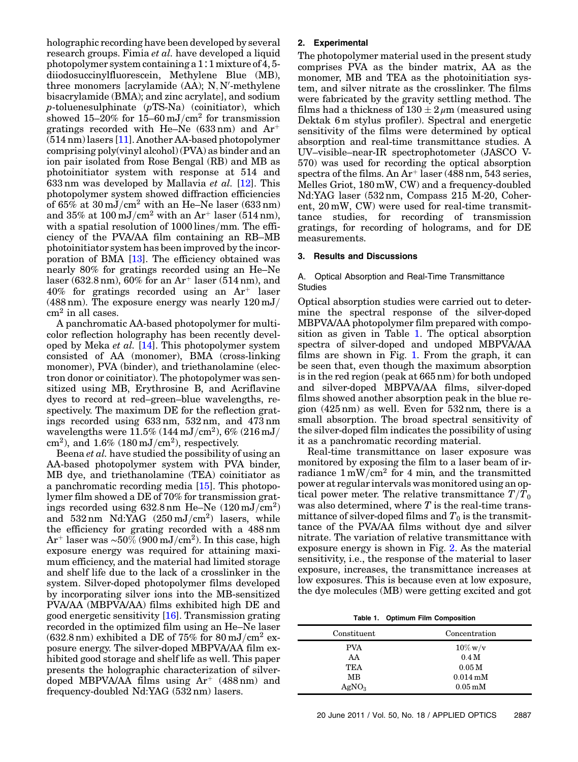holographic recording have been developed by several research groups. Fimia *et al.* have developed a liquid photopolymer system containing a 1 : 1 mixture of 4, 5-diiodosuccinylfluorescein, Methylene Blue (MB), three monomers [acrylamide (AA); N, N′-methylene bisacrylamide (BMA); and zinc acrylate], and sodium *p*-toluenesulphinate (*p*TS-Na) (coinitiator), which showed 15–20% for 15–60 mJ/cm$^2$ for transmission gratings recorded with He–Ne (633 nm) and $Ar^+$ (514 nm) lasers [11]. Another AA-based photopolymer comprising poly(vinyl alcohol) (PVA) as binder and an ion pair isolated from Rose Bengal (RB) and MB as photoinitiator system with response at 514 and 633 nm was developed by Mallavia *et al.* [12]. This photopolymer system showed diffraction efficiencies of 65% at 30 mJ/cm$^2$ with an He–Ne laser (633 nm) and 35% at 100 mJ/cm$^2$ with an $Ar^+$ laser (514 nm), with a spatial resolution of 1000 lines/mm. The efficiency of the PVA/AA film containing an RB–MB photoinitiator system has been improved by the incorporation of BMA [13]. The efficiency obtained was nearly 80% for gratings recorded using an He–Ne laser (632.8 nm), 60% for an $Ar^+$ laser (514 nm), and 40% for gratings recorded using an $Ar^+$ laser (488 nm). The exposure energy was nearly 120 mJ/cm$^2$ in all cases.

A panchromatic AA-based photopolymer for multicolor reflection holography has been recently developed by Meka *et al.* [14]. This photopolymer system consisted of AA (monomer), BMA (cross-linking monomer), PVA (binder), and triethanolamine (electron donor or coinitiator). The photopolymer was sensitized using MB, Erythrosine B, and Acriflavine dyes to record at red–green–blue wavelengths, respectively. The maximum DE for the reflection gratings recorded using 633 nm, 532 nm, and 473 nm wavelengths were 11.5% (144 mJ/cm$^2$), 6% (216 mJ/cm$^2$), and 1.6% (180 mJ/cm$^2$), respectively.

Beena *et al.* have studied the possibility of using an AA-based photopolymer system with PVA binder, MB dye, and triethanolamine (TEA) coinitiator as a panchromatic recording media [15]. This photopolymer film showed a DE of 70% for transmission gratings recorded using 632.8 nm He–Ne (120 mJ/cm$^2$) and 532 nm Nd:YAG (250 mJ/cm$^2$) lasers, while the efficiency for grating recorded with a 488 nm $Ar^+$ laser was ∼50% (900 mJ/cm$^2$). In this case, high exposure energy was required for attaining maximum efficiency, and the material had limited storage and shelf life due to the lack of a crosslinker in the system. Silver-doped photopolymer films developed by incorporating silver ions into the MB-sensitized PVA/AA (MBPVA/AA) films exhibited high DE and good energetic sensitivity [16]. Transmission grating recorded in the optimized film using an He–Ne laser (632.8 nm) exhibited a DE of 75% for 80 mJ/cm$^2$ exposure energy. The silver-doped MBPVA/AA film exhibited good storage and shelf life as well. This paper presents the holographic characterization of silver-doped MBPVA/AA films using $Ar^+$ (488 nm) and frequency-doubled Nd:YAG (532 nm) lasers.

## 2. Experimental

The photopolymer material used in the present study comprises PVA as the binder matrix, AA as the monomer, MB and TEA as the photoinitiation system, and silver nitrate as the crosslinker. The films were fabricated by the gravity settling method. The films had a thickness of $130 \pm 2\,\mu$m (measured using Dektak 6 m stylus profiler). Spectral and energetic sensitivity of the films were determined by optical absorption and real-time transmittance studies. A UV–visible–near-IR spectrophotometer (JASCO V-570) was used for recording the optical absorption spectra of the films. An $Ar^+$ laser (488 nm, 543 series, Melles Griot, 180 mW, CW) and a frequency-doubled Nd:YAG laser (532 nm, Compass 215 M-20, Coherent, 20 mW, CW) were used for real-time transmittance studies, for recording of transmission gratings, for recording of holograms, and for DE measurements.

## 3. Results and Discussions

### A. Optical Absorption and Real-Time Transmittance Studies

Optical absorption studies were carried out to determine the spectral response of the silver-doped MBPVA/AA photopolymer film prepared with composition as given in Table 1. The optical absorption spectra of silver-doped and undoped MBPVA/AA films are shown in Fig. 1. From the graph, it can be seen that, even though the maximum absorption is in the red region (peak at 665 nm) for both undoped and silver-doped MBPVA/AA films, silver-doped films showed another absorption peak in the blue region (425 nm) as well. Even for 532 nm, there is a small absorption. The broad spectral sensitivity of the silver-doped film indicates the possibility of using it as a panchromatic recording material.

Real-time transmittance on laser exposure was monitored by exposing the film to a laser beam of irradiance 1 mW/cm$^2$ for 4 min, and the transmitted power at regular intervals was monitored using an optical power meter. The relative transmittance $T/T_0$ was also determined, where $T$ is the real-time transmittance of silver-doped films and $T_0$ is the transmittance of the PVA/AA films without dye and silver nitrate. The variation of relative transmittance with exposure energy is shown in Fig. 2. As the material sensitivity, i.e., the response of the material to laser exposure, increases, the transmittance increases at low exposures. This is because even at low exposure, the dye molecules (MB) were getting excited and got

**Table 1. Optimum Film Composition**

| Constituent | Concentration |
|---|---|
| PVA | 10% w/v |
| AA | 0.4 M |
| TEA | 0.05 M |
| MB | 0.014 mM |
| $AgNO_3$ | 0.05 mM |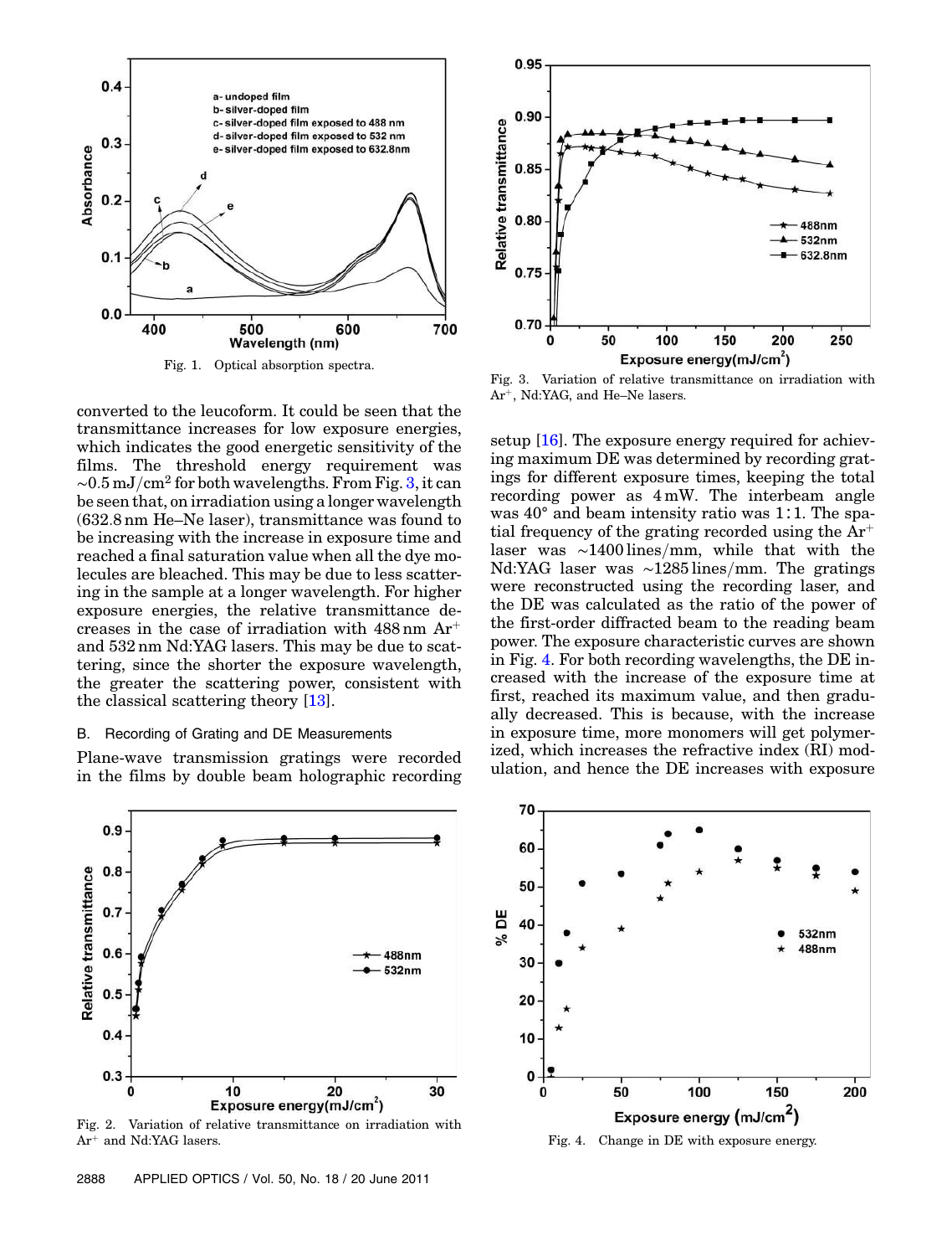Fig. 1. Optical absorption spectra.

converted to the leucoform. It could be seen that the transmittance increases for low exposure energies, which indicates the good energetic sensitivity of the films. The threshold energy requirement was $\sim 0.5\,\text{mJ/cm}^2$ for both wavelengths. From Fig. 3, it can be seen that, on irradiation using a longer wavelength (632.8 nm He–Ne laser), transmittance was found to be increasing with the increase in exposure time and reached a final saturation value when all the dye molecules are bleached. This may be due to less scattering in the sample at a longer wavelength. For higher exposure energies, the relative transmittance decreases in the case of irradiation with 488 nm $Ar^+$ and 532 nm Nd:YAG lasers. This may be due to scattering, since the shorter the exposure wavelength, the greater the scattering power, consistent with the classical scattering theory [13].

### B. Recording of Grating and DE Measurements

Plane-wave transmission gratings were recorded in the films by double beam holographic recording setup [16]. The exposure energy required for achieving maximum DE was determined by recording gratings for different exposure times, keeping the total recording power as 4 mW. The interbeam angle was 40° and beam intensity ratio was 1∶1. The spatial frequency of the grating recorded using the $Ar^+$ laser was ∼1400 lines/mm, while that with the Nd:YAG laser was ∼1285 lines/mm. The gratings were reconstructed using the recording laser, and the DE was calculated as the ratio of the power of the first-order diffracted beam to the reading beam power. The exposure characteristic curves are shown in Fig. 4. For both recording wavelengths, the DE increased with the increase of the exposure time at first, reached its maximum value, and then gradually decreased. This is because, with the increase in exposure time, more monomers will get polymerized, which increases the refractive index (RI) modulation, and hence the DE increases with exposure

Fig. 3. Variation of relative transmittance on irradiation with $Ar^+$, Nd:YAG, and He–Ne lasers.

Fig. 2. Variation of relative transmittance on irradiation with $Ar^+$ and Nd:YAG lasers.

Fig. 4. Change in DE with exposure energy.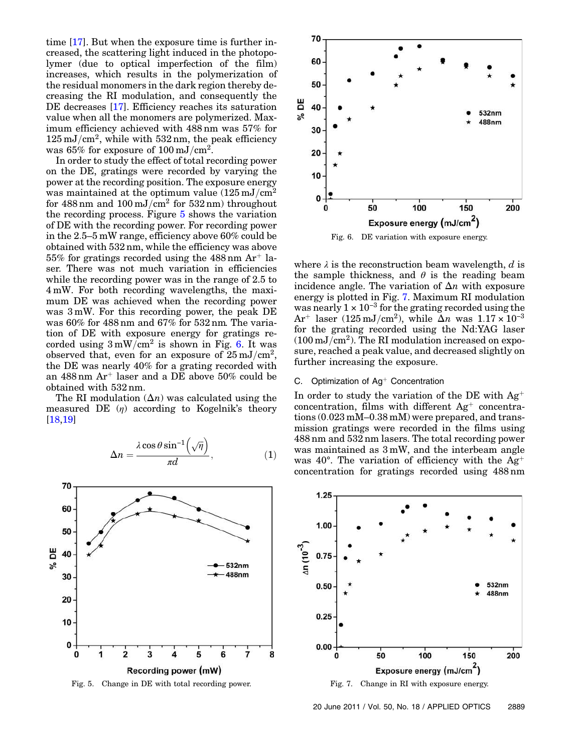time [17]. But when the exposure time is further increased, the scattering light induced in the photopolymer (due to optical imperfection of the film) increases, which results in the polymerization of the residual monomers in the dark region thereby decreasing the RI modulation, and consequently the DE decreases [17]. Efficiency reaches its saturation value when all the monomers are polymerized. Maximum efficiency achieved with 488 nm was 57% for $125\,\text{mJ/cm}^2$, while with 532 nm, the peak efficiency was 65% for exposure of $100\,\text{mJ/cm}^2$.

In order to study the effect of total recording power on the DE, gratings were recorded by varying the power at the recording position. The exposure energy was maintained at the optimum value ($125\,\text{mJ/cm}^2$ for 488 nm and $100\,\text{mJ/cm}^2$ for 532 nm) throughout the recording process. Figure 5 shows the variation of DE with the recording power. For recording power in the 2.5–5 mW range, efficiency above 60% could be obtained with 532 nm, while the efficiency was above 55% for gratings recorded using the 488 nm $\text{Ar}^+$ laser. There was not much variation in efficiencies while the recording power was in the range of 2.5 to 4 mW. For both recording wavelengths, the maximum DE was achieved when the recording power was 3 mW. For this recording power, the peak DE was 60% for 488 nm and 67% for 532 nm. The variation of DE with exposure energy for gratings recorded using $3\,\text{mW/cm}^2$ is shown in Fig. 6. It was observed that, even for an exposure of $25\,\text{mJ/cm}^2$, the DE was nearly 40% for a grating recorded with an 488 nm $\text{Ar}^+$ laser and a DE above 50% could be obtained with 532 nm.

The RI modulation ($\Delta n$) was calculated using the measured DE ($\eta$) according to Kogelnik's theory [18,19]

$$\Delta n = \frac{\lambda \cos\theta \sin^{-1}\left(\sqrt{\eta}\right)}{\pi d}, \tag{1}$$

Fig. 5. Change in DE with total recording power.

Fig. 6. DE variation with exposure energy.

where $\lambda$ is the reconstruction beam wavelength, $d$ is the sample thickness, and $\theta$ is the reading beam incidence angle. The variation of $\Delta n$ with exposure energy is plotted in Fig. 7. Maximum RI modulation was nearly $1 \times 10^{-3}$ for the grating recorded using the $\text{Ar}^+$ laser ($125\,\text{mJ/cm}^2$), while $\Delta n$ was $1.17 \times 10^{-3}$ for the grating recorded using the Nd:YAG laser ($100\,\text{mJ/cm}^2$). The RI modulation increased on exposure, reached a peak value, and decreased slightly on further increasing the exposure.

### C. Optimization of $\text{Ag}^+$ Concentration

In order to study the variation of the DE with $\text{Ag}^+$ concentration, films with different $\text{Ag}^+$ concentrations (0.023 mM–0.38 mM) were prepared, and transmission gratings were recorded in the films using 488 nm and 532 nm lasers. The total recording power was maintained as 3 mW, and the interbeam angle was 40°. The variation of efficiency with the $\text{Ag}^+$ concentration for gratings recorded using 488 nm

Fig. 7. Change in RI with exposure energy.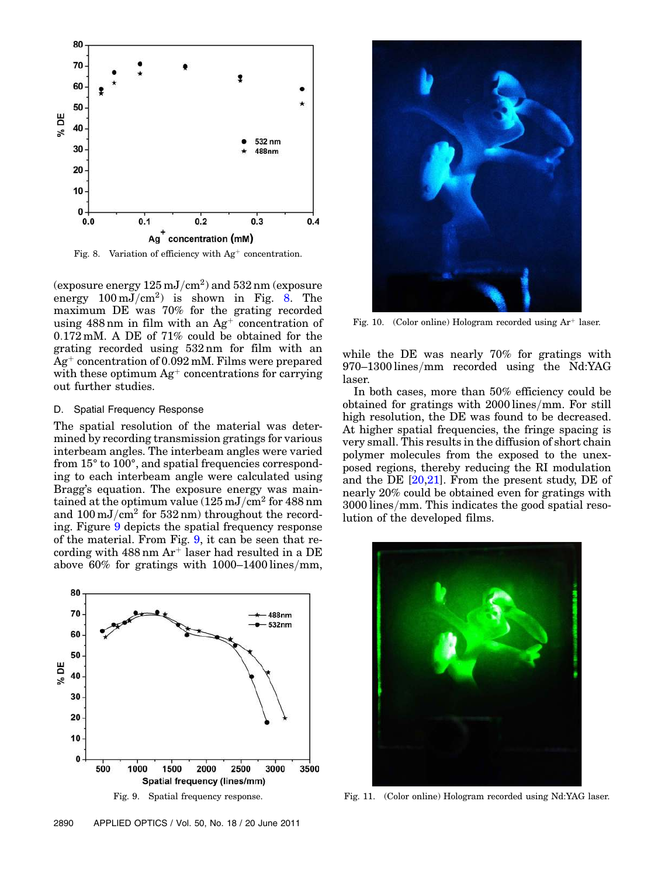Fig. 8. Variation of efficiency with $Ag^+$ concentration.

(exposure energy $125\,mJ/cm^2$) and 532 nm (exposure energy $100\,mJ/cm^2$) is shown in Fig. 8. The maximum DE was 70% for the grating recorded using 488 nm in film with an $Ag^+$ concentration of 0.172 mM. A DE of 71% could be obtained for the grating recorded using 532 nm for film with an $Ag^+$ concentration of 0.092 mM. Films were prepared with these optimum $Ag^+$ concentrations for carrying out further studies.

### D. Spatial Frequency Response

The spatial resolution of the material was determined by recording transmission gratings for various interbeam angles. The interbeam angles were varied from 15° to 100°, and spatial frequencies corresponding to each interbeam angle were calculated using Bragg's equation. The exposure energy was maintained at the optimum value ($125\,mJ/cm^2$ for 488 nm and $100\,mJ/cm^2$ for 532 nm) throughout the recording. Figure 9 depicts the spatial frequency response of the material. From Fig. 9, it can be seen that recording with 488 nm $Ar^+$ laser had resulted in a DE above 60% for gratings with 1000–1400 lines/mm, while the DE was nearly 70% for gratings with 970–1300 lines/mm recorded using the Nd:YAG laser.

In both cases, more than 50% efficiency could be obtained for gratings with 2000 lines/mm. For still high resolution, the DE was found to be decreased. At higher spatial frequencies, the fringe spacing is very small. This results in the diffusion of short chain polymer molecules from the exposed to the unexposed regions, thereby reducing the RI modulation and the DE [20,21]. From the present study, DE of nearly 20% could be obtained even for gratings with 3000 lines/mm. This indicates the good spatial resolution of the developed films.

Fig. 9. Spatial frequency response.

Fig. 10. (Color online) Hologram recorded using $Ar^+$ laser.

Fig. 11. (Color online) Hologram recorded using Nd:YAG laser.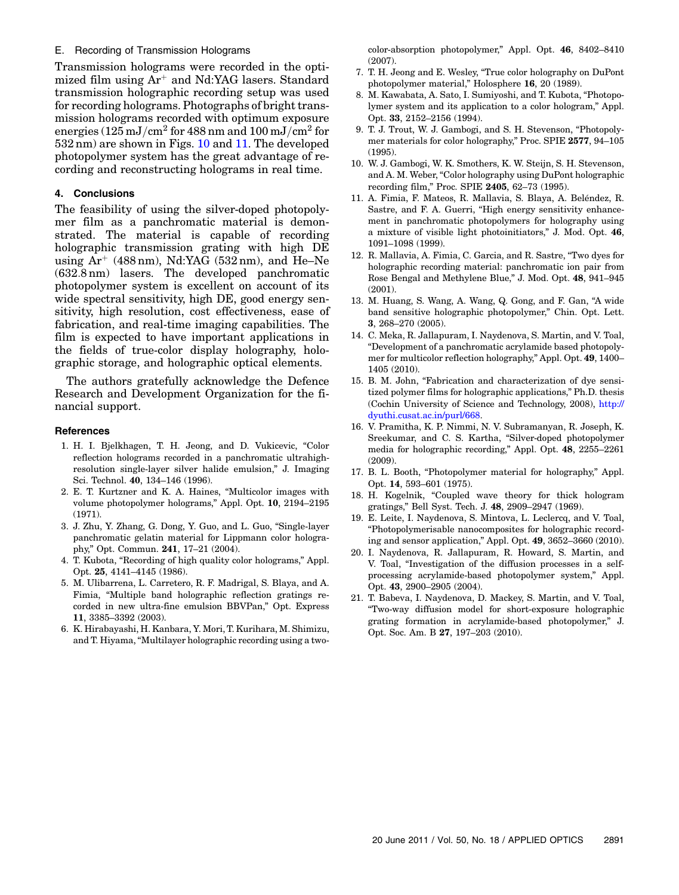### E. Recording of Transmission Holograms

Transmission holograms were recorded in the optimized film using $Ar^+$ and Nd:YAG lasers. Standard transmission holographic recording setup was used for recording holograms. Photographs of bright transmission holograms recorded with optimum exposure energies ($125\,mJ/cm^2$ for 488 nm and $100\,mJ/cm^2$ for 532 nm) are shown in Figs. 10 and 11. The developed photopolymer system has the great advantage of recording and reconstructing holograms in real time.

## 4. Conclusions

The feasibility of using the silver-doped photopolymer film as a panchromatic material is demonstrated. The material is capable of recording holographic transmission grating with high DE using $Ar^+$ (488 nm), Nd:YAG (532 nm), and He–Ne (632.8 nm) lasers. The developed panchromatic photopolymer system is excellent on account of its wide spectral sensitivity, high DE, good energy sensitivity, high resolution, cost effectiveness, ease of fabrication, and real-time imaging capabilities. The film is expected to have important applications in the fields of true-color display holography, holographic storage, and holographic optical elements.

The authors gratefully acknowledge the Defence Research and Development Organization for the financial support.

## References

1. H. I. Bjelkhagen, T. H. Jeong, and D. Vukicevic, "Color reflection holograms recorded in a panchromatic ultrahigh-resolution single-layer silver halide emulsion," J. Imaging Sci. Technol. **40**, 134–146 (1996).
2. E. T. Kurtzner and K. A. Haines, "Multicolor images with volume photopolymer holograms," Appl. Opt. **10**, 2194–2195 (1971).
3. J. Zhu, Y. Zhang, G. Dong, Y. Guo, and L. Guo, "Single-layer panchromatic gelatin material for Lippmann color holography," Opt. Commun. **241**, 17–21 (2004).
4. T. Kubota, "Recording of high quality color holograms," Appl. Opt. **25**, 4141–4145 (1986).
5. M. Ulibarrena, L. Carretero, R. F. Madrigal, S. Blaya, and A. Fimia, "Multiple band holographic reflection gratings recorded in new ultra-fine emulsion BBVPan," Opt. Express **11**, 3385–3392 (2003).
6. K. Hirabayashi, H. Kanbara, Y. Mori, T. Kurihara, M. Shimizu, and T. Hiyama, "Multilayer holographic recording using a two-color-absorption photopolymer," Appl. Opt. **46**, 8402–8410 (2007).
7. T. H. Jeong and E. Wesley, "True color holography on DuPont photopolymer material," Holosphere **16**, 20 (1989).
8. M. Kawabata, A. Sato, I. Sumiyoshi, and T. Kubota, "Photopolymer system and its application to a color hologram," Appl. Opt. **33**, 2152–2156 (1994).
9. T. J. Trout, W. J. Gambogi, and S. H. Stevenson, "Photopolymer materials for color holography," Proc. SPIE **2577**, 94–105 (1995).
10. W. J. Gambogi, W. K. Smothers, K. W. Steijn, S. H. Stevenson, and A. M. Weber, "Color holography using DuPont holographic recording film," Proc. SPIE **2405**, 62–73 (1995).
11. A. Fimia, F. Mateos, R. Mallavia, S. Blaya, A. Beléndez, R. Sastre, and F. A. Guerri, "High energy sensitivity enhancement in panchromatic photopolymers for holography using a mixture of visible light photoinitiators," J. Mod. Opt. **46**, 1091–1098 (1999).
12. R. Mallavia, A. Fimia, C. Garcia, and R. Sastre, "Two dyes for holographic recording material: panchromatic ion pair from Rose Bengal and Methylene Blue," J. Mod. Opt. **48**, 941–945 (2001).
13. M. Huang, S. Wang, A. Wang, Q. Gong, and F. Gan, "A wide band sensitive holographic photopolymer," Chin. Opt. Lett. **3**, 268–270 (2005).
14. C. Meka, R. Jallapuram, I. Naydenova, S. Martin, and V. Toal, "Development of a panchromatic acrylamide based photopolymer for multicolor reflection holography," Appl. Opt. **49**, 1400–1405 (2010).
15. B. M. John, "Fabrication and characterization of dye sensitized polymer films for holographic applications," Ph.D. thesis (Cochin University of Science and Technology, 2008), http://dyuthi.cusat.ac.in/purl/668.
16. V. Pramitha, K. P. Nimmi, N. V. Subramanyan, R. Joseph, K. Sreekumar, and C. S. Kartha, "Silver-doped photopolymer media for holographic recording," Appl. Opt. **48**, 2255–2261 (2009).
17. B. L. Booth, "Photopolymer material for holography," Appl. Opt. **14**, 593–601 (1975).
18. H. Kogelnik, "Coupled wave theory for thick hologram gratings," Bell Syst. Tech. J. **48**, 2909–2947 (1969).
19. E. Leite, I. Naydenova, S. Mintova, L. Leclercq, and V. Toal, "Photopolymerisable nanocomposites for holographic recording and sensor application," Appl. Opt. **49**, 3652–3660 (2010).
20. I. Naydenova, R. Jallapuram, R. Howard, S. Martin, and V. Toal, "Investigation of the diffusion processes in a self-processing acrylamide-based photopolymer system," Appl. Opt. **43**, 2900–2905 (2004).
21. T. Babeva, I. Naydenova, D. Mackey, S. Martin, and V. Toal, "Two-way diffusion model for short-exposure holographic grating formation in acrylamide-based photopolymer," J. Opt. Soc. Am. B **27**, 197–203 (2010).